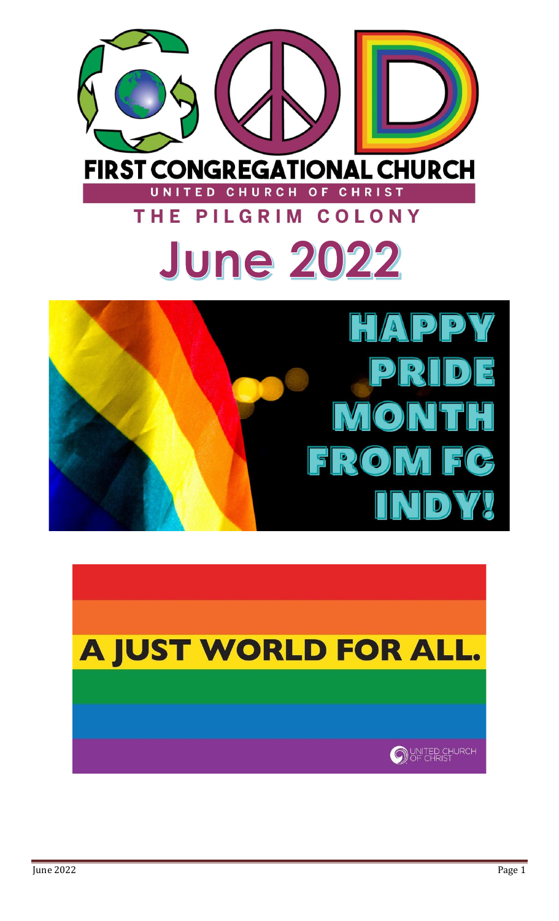# FIRST CONGREGATIONAL CHURCH

UNITED CHURCH OF CHRIST

THE PILGRIM COLONY

# June 2022

HAPPY PRIDE MONTH FROM FC INDY!

A JUST WORLD FOR ALL.

UNITED CHURCH OF CHRIST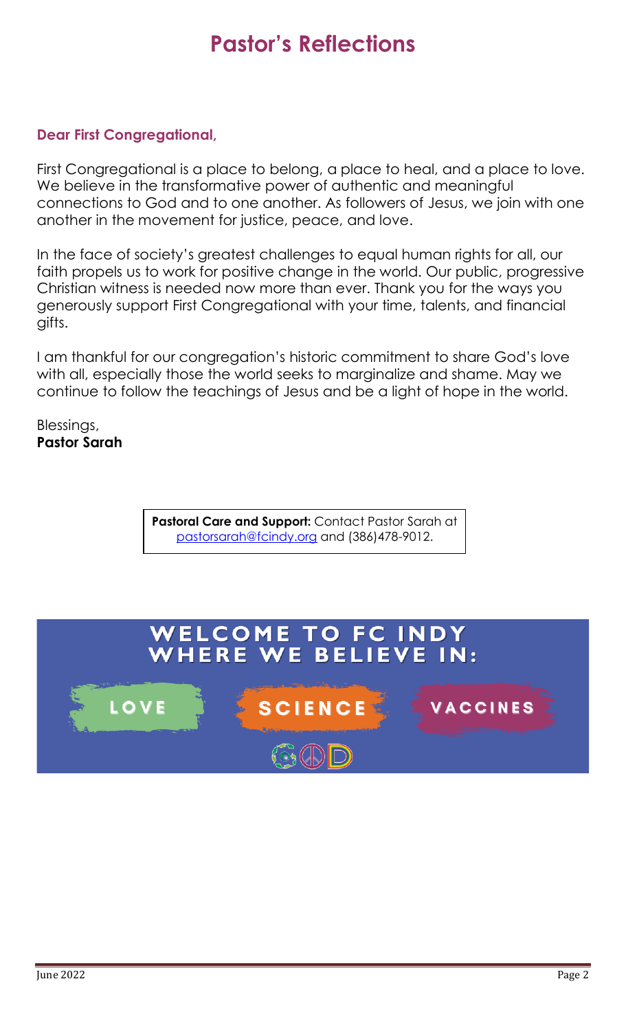# Pastor's Reflections

**Dear First Congregational,**

First Congregational is a place to belong, a place to heal, and a place to love. We believe in the transformative power of authentic and meaningful connections to God and to one another. As followers of Jesus, we join with one another in the movement for justice, peace, and love.

In the face of society's greatest challenges to equal human rights for all, our faith propels us to work for positive change in the world. Our public, progressive Christian witness is needed now more than ever. Thank you for the ways you generously support First Congregational with your time, talents, and financial gifts.

I am thankful for our congregation's historic commitment to share God's love with all, especially those the world seeks to marginalize and shame. May we continue to follow the teachings of Jesus and be a light of hope in the world.

Blessings,
**Pastor Sarah**

**Pastoral Care and Support:** Contact Pastor Sarah at pastorsarah@fcindy.org and (386)478-9012.

**WELCOME TO FC INDY WHERE WE BELIEVE IN:**

LOVE SCIENCE VACCINES

GOD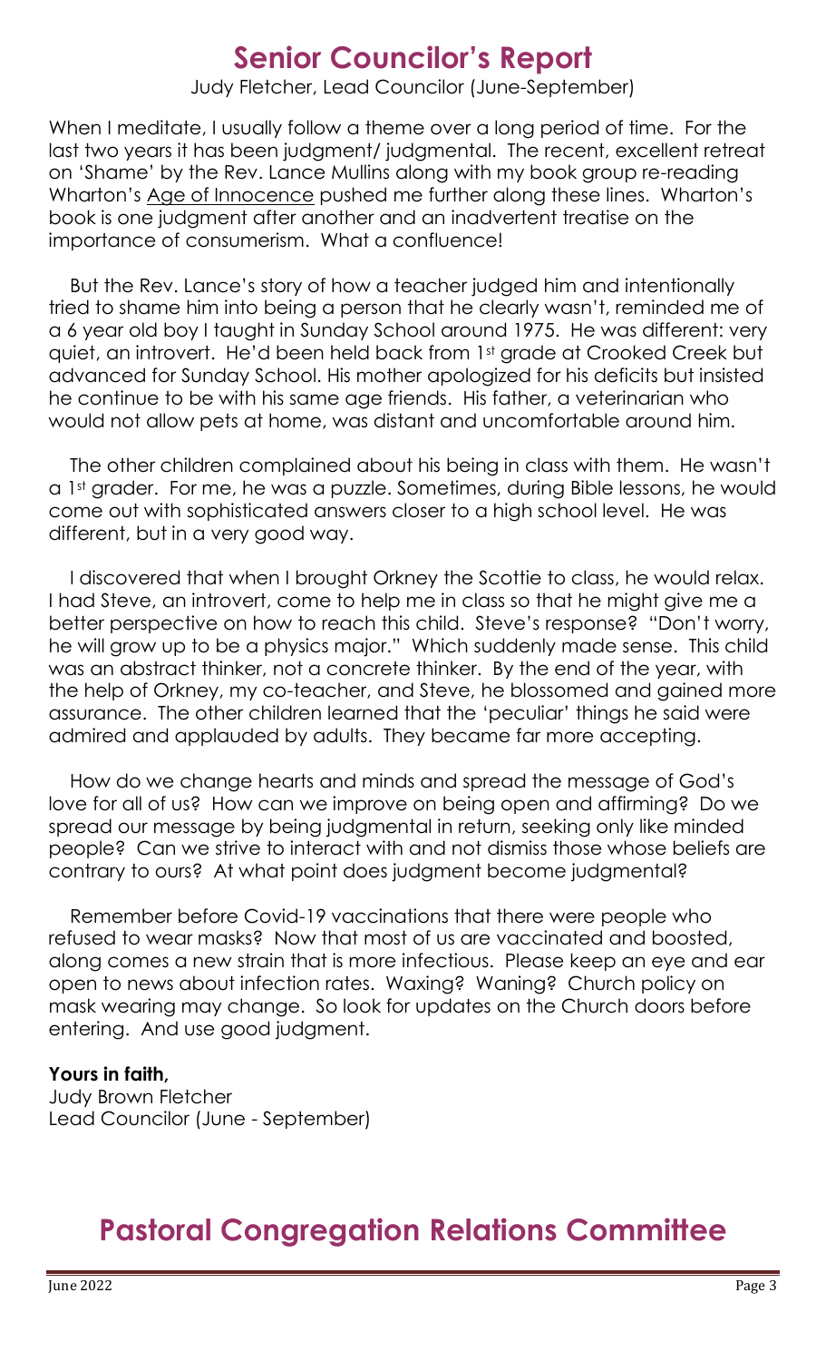# Senior Councilor's Report

Judy Fletcher, Lead Councilor (June-September)

When I meditate, I usually follow a theme over a long period of time. For the last two years it has been judgment/ judgmental. The recent, excellent retreat on 'Shame' by the Rev. Lance Mullins along with my book group re-reading Wharton's Age of Innocence pushed me further along these lines. Wharton's book is one judgment after another and an inadvertent treatise on the importance of consumerism. What a confluence!

But the Rev. Lance's story of how a teacher judged him and intentionally tried to shame him into being a person that he clearly wasn't, reminded me of a 6 year old boy I taught in Sunday School around 1975. He was different: very quiet, an introvert. He'd been held back from 1st grade at Crooked Creek but advanced for Sunday School. His mother apologized for his deficits but insisted he continue to be with his same age friends. His father, a veterinarian who would not allow pets at home, was distant and uncomfortable around him.

The other children complained about his being in class with them. He wasn't a 1st grader. For me, he was a puzzle. Sometimes, during Bible lessons, he would come out with sophisticated answers closer to a high school level. He was different, but in a very good way.

I discovered that when I brought Orkney the Scottie to class, he would relax. I had Steve, an introvert, come to help me in class so that he might give me a better perspective on how to reach this child. Steve's response? "Don't worry, he will grow up to be a physics major." Which suddenly made sense. This child was an abstract thinker, not a concrete thinker. By the end of the year, with the help of Orkney, my co-teacher, and Steve, he blossomed and gained more assurance. The other children learned that the 'peculiar' things he said were admired and applauded by adults. They became far more accepting.

How do we change hearts and minds and spread the message of God's love for all of us? How can we improve on being open and affirming? Do we spread our message by being judgmental in return, seeking only like minded people? Can we strive to interact with and not dismiss those whose beliefs are contrary to ours? At what point does judgment become judgmental?

Remember before Covid-19 vaccinations that there were people who refused to wear masks? Now that most of us are vaccinated and boosted, along comes a new strain that is more infectious. Please keep an eye and ear open to news about infection rates. Waxing? Waning? Church policy on mask wearing may change. So look for updates on the Church doors before entering. And use good judgment.

**Yours in faith,**
Judy Brown Fletcher
Lead Councilor (June - September)

# Pastoral Congregation Relations Committee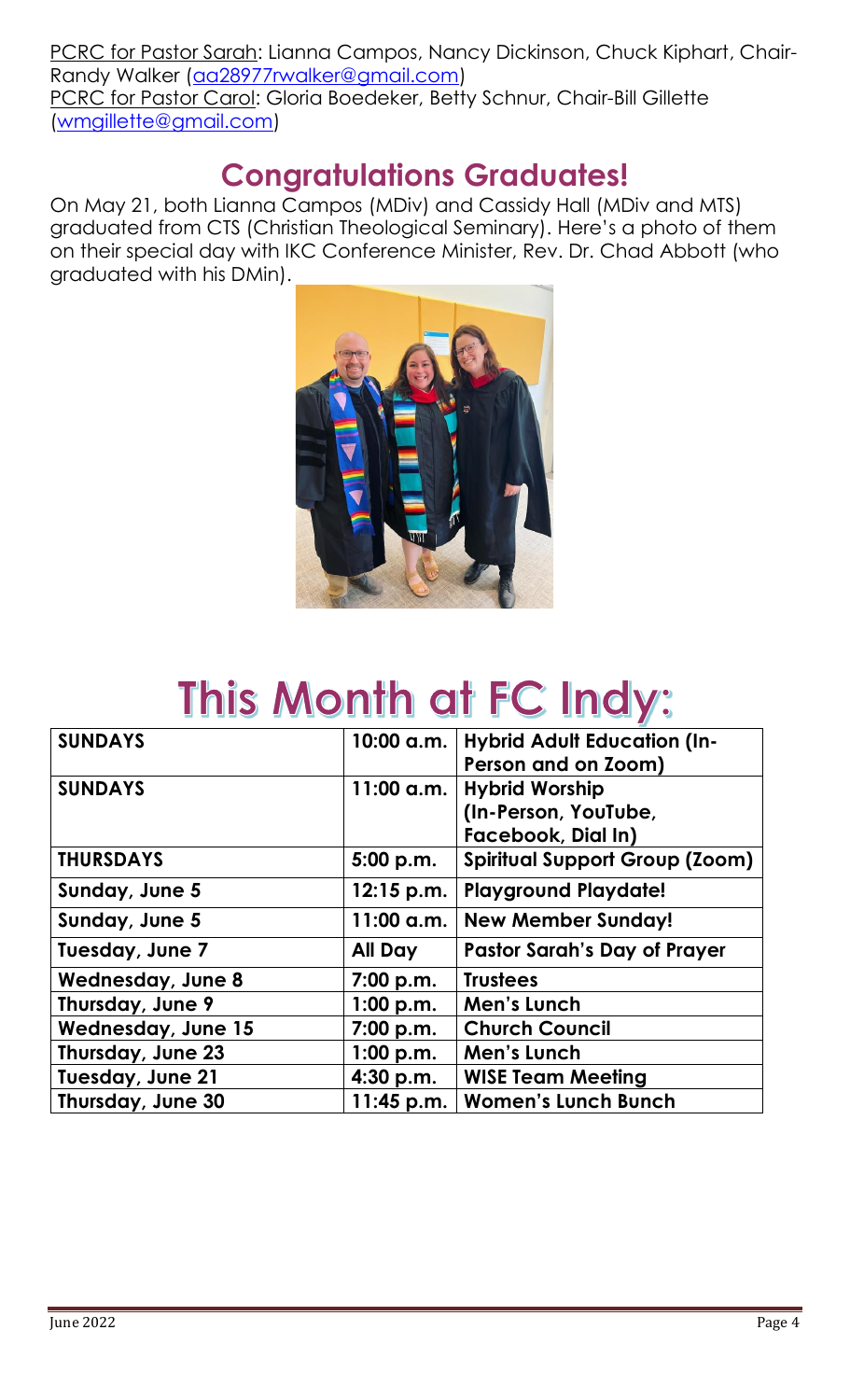PCRC for Pastor Sarah: Lianna Campos, Nancy Dickinson, Chuck Kiphart, Chair-Randy Walker (aa28977rwalker@gmail.com)
PCRC for Pastor Carol: Gloria Boedeker, Betty Schnur, Chair-Bill Gillette (wmgillette@gmail.com)

## Congratulations Graduates!

On May 21, both Lianna Campos (MDiv) and Cassidy Hall (MDiv and MTS) graduated from CTS (Christian Theological Seminary). Here's a photo of them on their special day with IKC Conference Minister, Rev. Dr. Chad Abbott (who graduated with his DMin).

# This Month at FC Indy:

| SUNDAYS | 10:00 a.m. | Hybrid Adult Education (In-Person and on Zoom) |
|---|---|---|
| SUNDAYS | 11:00 a.m. | Hybrid Worship (In-Person, YouTube, Facebook, Dial In) |
| THURSDAYS | 5:00 p.m. | Spiritual Support Group (Zoom) |
| Sunday, June 5 | 12:15 p.m. | Playground Playdate! |
| Sunday, June 5 | 11:00 a.m. | New Member Sunday! |
| Tuesday, June 7 | All Day | Pastor Sarah's Day of Prayer |
| Wednesday, June 8 | 7:00 p.m. | Trustees |
| Thursday, June 9 | 1:00 p.m. | Men's Lunch |
| Wednesday, June 15 | 7:00 p.m. | Church Council |
| Thursday, June 23 | 1:00 p.m. | Men's Lunch |
| Tuesday, June 21 | 4:30 p.m. | WISE Team Meeting |
| Thursday, June 30 | 11:45 p.m. | Women's Lunch Bunch |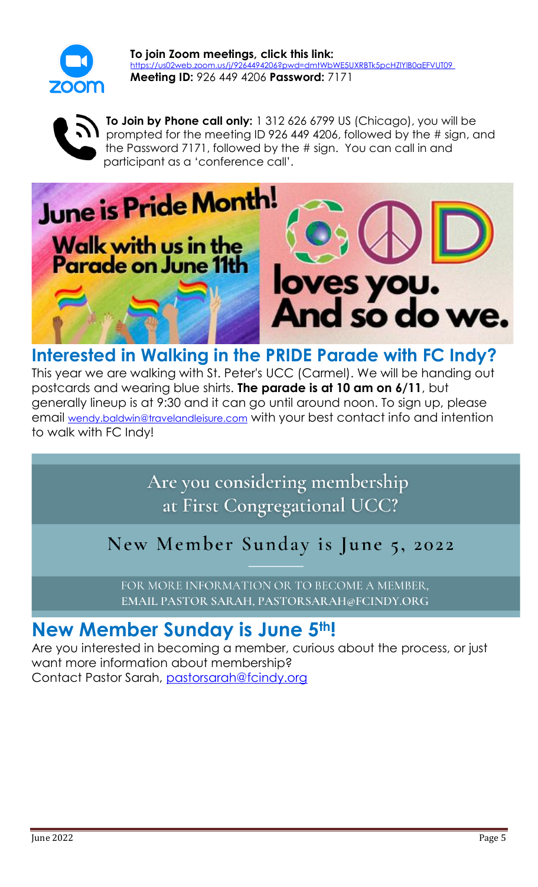**To join Zoom meetings, click this link:**
https://us02web.zoom.us/j/9264494206?pwd=dmtWbWE5UXRBTk5pcHZlYlB0aEFVUT09
**Meeting ID:** 926 449 4206 **Password:** 7171

**To Join by Phone call only:** 1 312 626 6799 US (Chicago), you will be prompted for the meeting ID 926 449 4206, followed by the # sign, and the Password 7171, followed by the # sign. You can call in and participant as a 'conference call'.

June is Pride Month!
Walk with us in the Parade on June 11th

loves you. And so do we.

## Interested in Walking in the PRIDE Parade with FC Indy?

This year we are walking with St. Peter's UCC (Carmel). We will be handing out postcards and wearing blue shirts. **The parade is at 10 am on 6/11**, but generally lineup is at 9:30 and it can go until around noon. To sign up, please email wendy.baldwin@travelandleisure.com with your best contact info and intention to walk with FC Indy!

Are you considering membership at First Congregational UCC?

New Member Sunday is June 5, 2022

FOR MORE INFORMATION OR TO BECOME A MEMBER, EMAIL PASTOR SARAH, PASTORSARAH@FCINDY.ORG

## New Member Sunday is June 5th!

Are you interested in becoming a member, curious about the process, or just want more information about membership?
Contact Pastor Sarah, pastorsarah@fcindy.org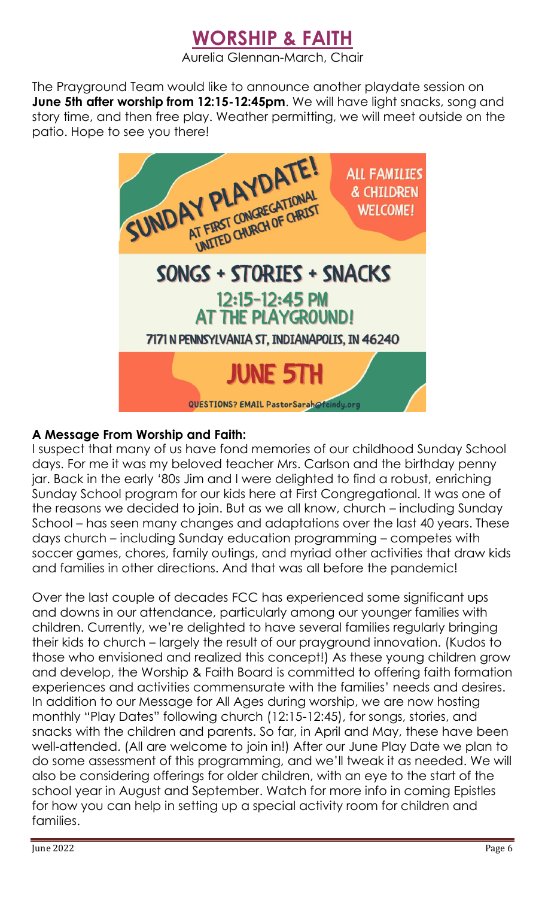## WORSHIP & FAITH

Aurelia Glennan-March, Chair

The Prayground Team would like to announce another playdate session on **June 5th after worship from 12:15-12:45pm**. We will have light snacks, song and story time, and then free play. Weather permitting, we will meet outside on the patio. Hope to see you there!

SUNDAY PLAYDATE! AT FIRST CONGREGATIONAL UNITED CHURCH OF CHRIST

ALL FAMILIES & CHILDREN WELCOME!

SONGS + STORIES + SNACKS

12:15-12:45 PM AT THE PLAYGROUND!

7171 N PENNSYLVANIA ST, INDIANAPOLIS, IN 46240

JUNE 5TH

QUESTIONS? EMAIL PastorSarah@fcindy.org

### A Message From Worship and Faith:

I suspect that many of us have fond memories of our childhood Sunday School days. For me it was my beloved teacher Mrs. Carlson and the birthday penny jar. Back in the early '80s Jim and I were delighted to find a robust, enriching Sunday School program for our kids here at First Congregational. It was one of the reasons we decided to join. But as we all know, church – including Sunday School – has seen many changes and adaptations over the last 40 years. These days church – including Sunday education programming – competes with soccer games, chores, family outings, and myriad other activities that draw kids and families in other directions. And that was all before the pandemic!

Over the last couple of decades FCC has experienced some significant ups and downs in our attendance, particularly among our younger families with children. Currently, we're delighted to have several families regularly bringing their kids to church – largely the result of our prayground innovation. (Kudos to those who envisioned and realized this concept!) As these young children grow and develop, the Worship & Faith Board is committed to offering faith formation experiences and activities commensurate with the families' needs and desires. In addition to our Message for All Ages during worship, we are now hosting monthly "Play Dates" following church (12:15-12:45), for songs, stories, and snacks with the children and parents. So far, in April and May, these have been well-attended. (All are welcome to join in!) After our June Play Date we plan to do some assessment of this programming, and we'll tweak it as needed. We will also be considering offerings for older children, with an eye to the start of the school year in August and September. Watch for more info in coming Epistles for how you can help in setting up a special activity room for children and families.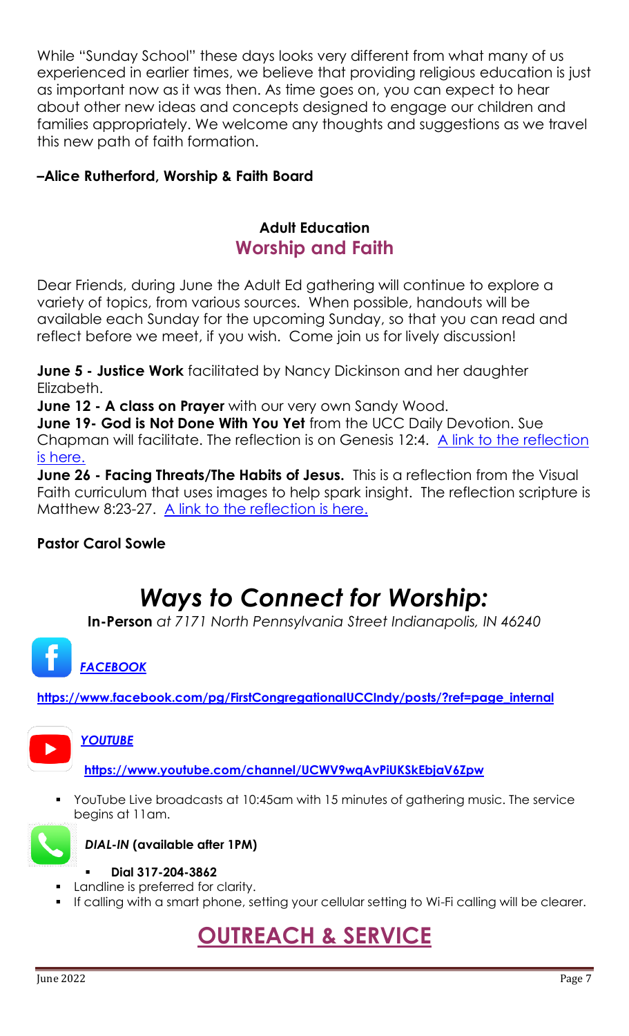While "Sunday School" these days looks very different from what many of us experienced in earlier times, we believe that providing religious education is just as important now as it was then. As time goes on, you can expect to hear about other new ideas and concepts designed to engage our children and families appropriately. We welcome any thoughts and suggestions as we travel this new path of faith formation.

**–Alice Rutherford, Worship & Faith Board**

### Adult Education

## Worship and Faith

Dear Friends, during June the Adult Ed gathering will continue to explore a variety of topics, from various sources. When possible, handouts will be available each Sunday for the upcoming Sunday, so that you can read and reflect before we meet, if you wish. Come join us for lively discussion!

**June 5 - Justice Work** facilitated by Nancy Dickinson and her daughter Elizabeth.
**June 12 - A class on Prayer** with our very own Sandy Wood.
**June 19- God is Not Done With You Yet** from the UCC Daily Devotion. Sue Chapman will facilitate. The reflection is on Genesis 12:4. A link to the reflection is here.
**June 26 - Facing Threats/The Habits of Jesus.** This is a reflection from the Visual Faith curriculum that uses images to help spark insight. The reflection scripture is Matthew 8:23-27. A link to the reflection is here.

**Pastor Carol Sowle**

# *Ways to Connect for Worship:*

**In-Person** *at 7171 North Pennsylvania Street Indianapolis, IN 46240*

***FACEBOOK***

**https://www.facebook.com/pg/FirstCongregationalUCCIndy/posts/?ref=page_internal**

***YOUTUBE***

**https://www.youtube.com/channel/UCWV9wqAvPiUKSkEbjaV6Zpw**

- YouTube Live broadcasts at 10:45am with 15 minutes of gathering music. The service begins at 11am.

***DIAL-IN*** **(available after 1PM)**

- **Dial 317-204-3862**
- Landline is preferred for clarity.
- If calling with a smart phone, setting your cellular setting to Wi-Fi calling will be clearer.

## OUTREACH & SERVICE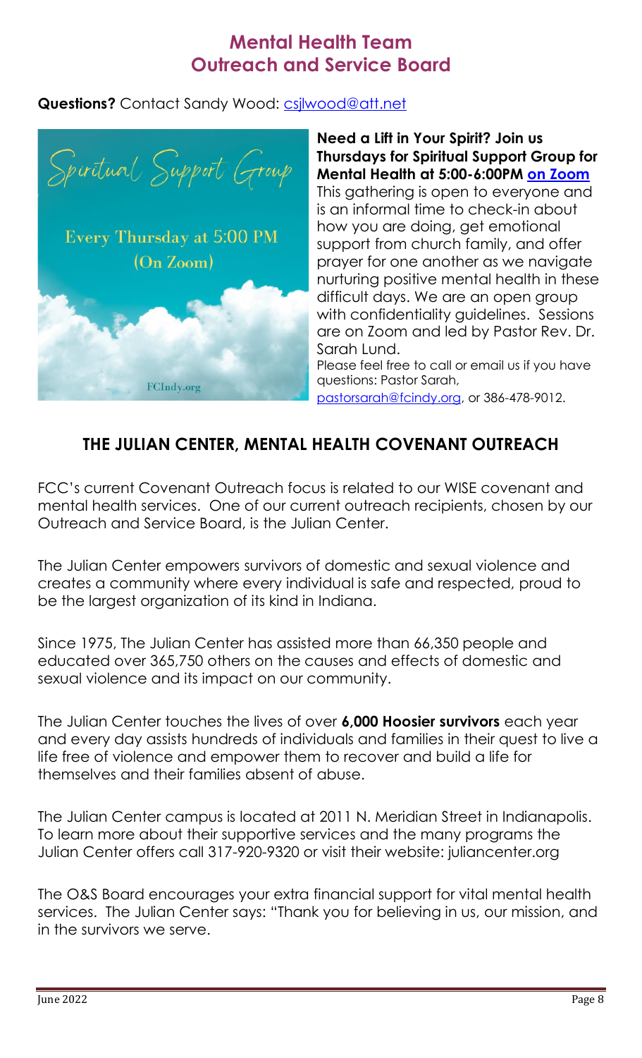# Mental Health Team
# Outreach and Service Board

**Questions?** Contact Sandy Wood: csjlwood@att.net

Spiritual Support Group

Every Thursday at 5:00 PM (On Zoom)

FCIndy.org

**Need a Lift in Your Spirit? Join us Thursdays for Spiritual Support Group for Mental Health at 5:00-6:00PM on Zoom**

This gathering is open to everyone and is an informal time to check-in about how you are doing, get emotional support from church family, and offer prayer for one another as we navigate nurturing positive mental health in these difficult days. We are an open group with confidentiality guidelines. Sessions are on Zoom and led by Pastor Rev. Dr. Sarah Lund.

Please feel free to call or email us if you have questions: Pastor Sarah, pastorsarah@fcindy.org, or 386-478-9012.

## THE JULIAN CENTER, MENTAL HEALTH COVENANT OUTREACH

FCC's current Covenant Outreach focus is related to our WISE covenant and mental health services. One of our current outreach recipients, chosen by our Outreach and Service Board, is the Julian Center.

The Julian Center empowers survivors of domestic and sexual violence and creates a community where every individual is safe and respected, proud to be the largest organization of its kind in Indiana.

Since 1975, The Julian Center has assisted more than 66,350 people and educated over 365,750 others on the causes and effects of domestic and sexual violence and its impact on our community.

The Julian Center touches the lives of over **6,000 Hoosier survivors** each year and every day assists hundreds of individuals and families in their quest to live a life free of violence and empower them to recover and build a life for themselves and their families absent of abuse.

The Julian Center campus is located at 2011 N. Meridian Street in Indianapolis. To learn more about their supportive services and the many programs the Julian Center offers call 317-920-9320 or visit their website: juliancenter.org

The O&S Board encourages your extra financial support for vital mental health services. The Julian Center says: "Thank you for believing in us, our mission, and in the survivors we serve.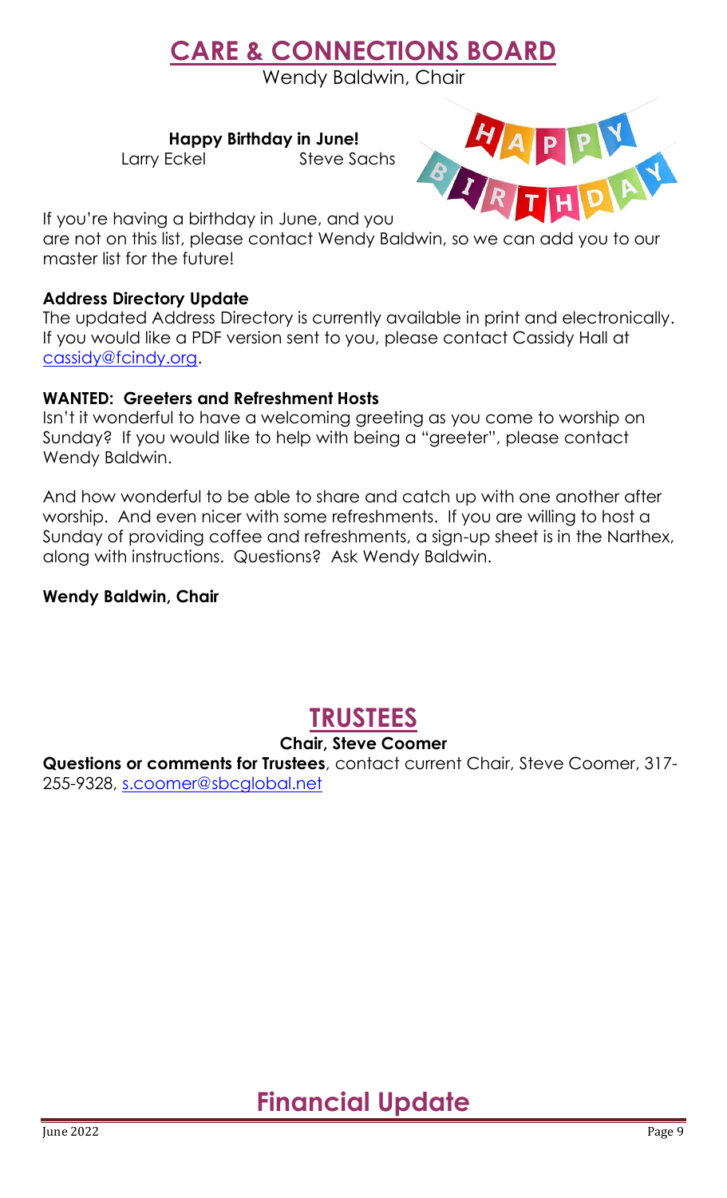# CARE & CONNECTIONS BOARD

Wendy Baldwin, Chair

**Happy Birthday in June!**

Larry Eckel　　Steve Sachs

If you're having a birthday in June, and you are not on this list, please contact Wendy Baldwin, so we can add you to our master list for the future!

**Address Directory Update**

The updated Address Directory is currently available in print and electronically. If you would like a PDF version sent to you, please contact Cassidy Hall at cassidy@fcindy.org.

**WANTED: Greeters and Refreshment Hosts**

Isn't it wonderful to have a welcoming greeting as you come to worship on Sunday? If you would like to help with being a "greeter", please contact Wendy Baldwin.

And how wonderful to be able to share and catch up with one another after worship. And even nicer with some refreshments. If you are willing to host a Sunday of providing coffee and refreshments, a sign-up sheet is in the Narthex, along with instructions. Questions? Ask Wendy Baldwin.

**Wendy Baldwin, Chair**

# TRUSTEES

**Chair, Steve Coomer**

**Questions or comments for Trustees**, contact current Chair, Steve Coomer, 317-255-9328, s.coomer@sbcglobal.net

# Financial Update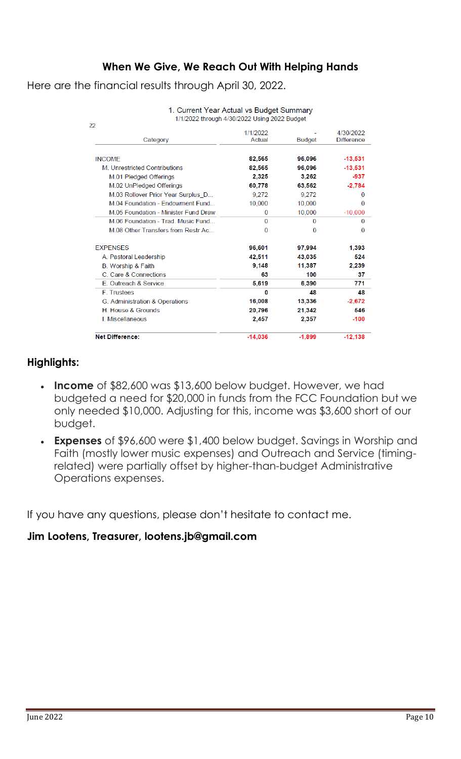## When We Give, We Reach Out With Helping Hands

Here are the financial results through April 30, 2022.

1. Current Year Actual vs Budget Summary
1/1/2022 through 4/30/2022 Using 2022 Budget

22

| Category | 1/1/2022 Actual | - Budget | 4/30/2022 Difference |
|---|---|---|---|
| INCOME | **82,565** | **96,096** | **-13,531** |
| M. Unrestricted Contributions | **82,565** | **96,096** | **-13,531** |
| M.01 Pledged Offerings | **2,325** | **3,262** | **-937** |
| M.02 UnPledged Offerings | **60,778** | **63,562** | **-2,784** |
| M.03 Rollover Prior Year Surplus_D... | 9,272 | 9,272 | 0 |
| M.04 Foundation - Endowment Fund... | 10,000 | 10,000 | 0 |
| M.05 Foundation - Minister Fund Draw | 0 | 10,000 | -10,000 |
| M.06 Foundation - Trad. Music Fund... | 0 | 0 | 0 |
| M.08 Other Transfers from Restr Ac... | 0 | 0 | 0 |
| EXPENSES | **96,601** | **97,994** | **1,393** |
| A. Pastoral Leadership | **42,511** | **43,035** | **524** |
| B. Worship & Faith | **9,148** | **11,387** | **2,239** |
| C. Care & Connections | **63** | **100** | **37** |
| E. Outreach & Service | **5,619** | **6,390** | **771** |
| F. Trustees | **0** | **48** | **48** |
| G. Administration & Operations | **16,008** | **13,336** | **-2,672** |
| H. House & Grounds | **20,796** | **21,342** | **546** |
| I. Miscellaneous | **2,457** | **2,357** | **-100** |
| **Net Difference:** | **-14,036** | **-1,899** | **-12,138** |

**Highlights:**

- **Income** of $82,600 was $13,600 below budget. However, we had budgeted a need for $20,000 in funds from the FCC Foundation but we only needed $10,000. Adjusting for this, income was $3,600 short of our budget.
- **Expenses** of $96,600 were $1,400 below budget. Savings in Worship and Faith (mostly lower music expenses) and Outreach and Service (timing-related) were partially offset by higher-than-budget Administrative Operations expenses.

If you have any questions, please don't hesitate to contact me.

**Jim Lootens, Treasurer, lootens.jb@gmail.com**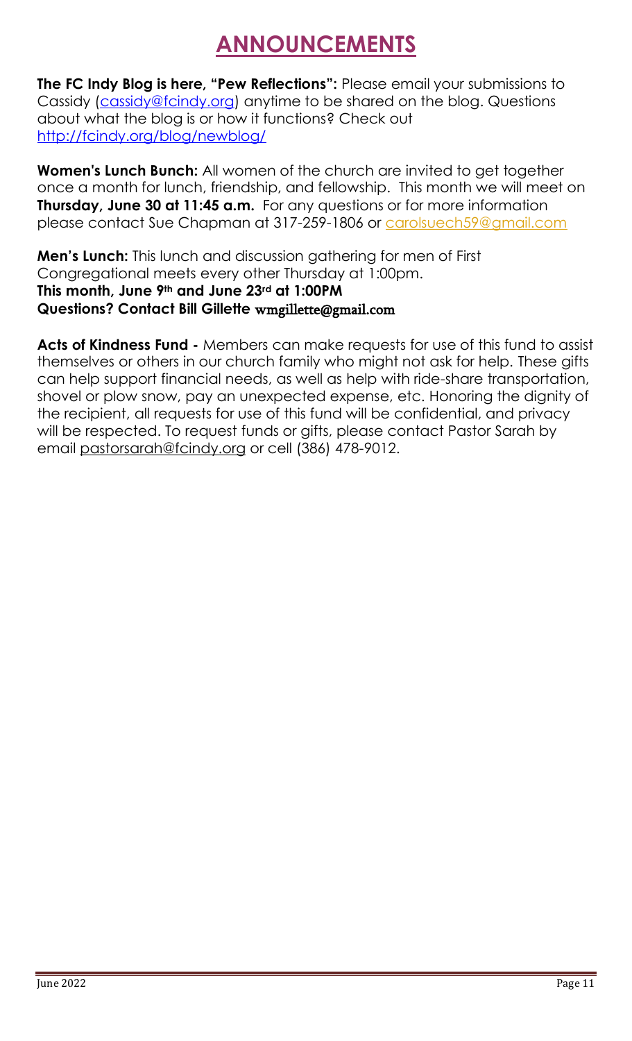# ANNOUNCEMENTS

**The FC Indy Blog is here, "Pew Reflections":** Please email your submissions to Cassidy (cassidy@fcindy.org) anytime to be shared on the blog. Questions about what the blog is or how it functions? Check out http://fcindy.org/blog/newblog/

**Women's Lunch Bunch:** All women of the church are invited to get together once a month for lunch, friendship, and fellowship. This month we will meet on **Thursday, June 30 at 11:45 a.m.** For any questions or for more information please contact Sue Chapman at 317-259-1806 or carolsuech59@gmail.com

**Men's Lunch:** This lunch and discussion gathering for men of First Congregational meets every other Thursday at 1:00pm.
**This month, June 9th and June 23rd at 1:00PM**
**Questions? Contact Bill Gillette** wmgillette@gmail.com

**Acts of Kindness Fund -** Members can make requests for use of this fund to assist themselves or others in our church family who might not ask for help. These gifts can help support financial needs, as well as help with ride-share transportation, shovel or plow snow, pay an unexpected expense, etc. Honoring the dignity of the recipient, all requests for use of this fund will be confidential, and privacy will be respected. To request funds or gifts, please contact Pastor Sarah by email pastorsarah@fcindy.org or cell (386) 478-9012.